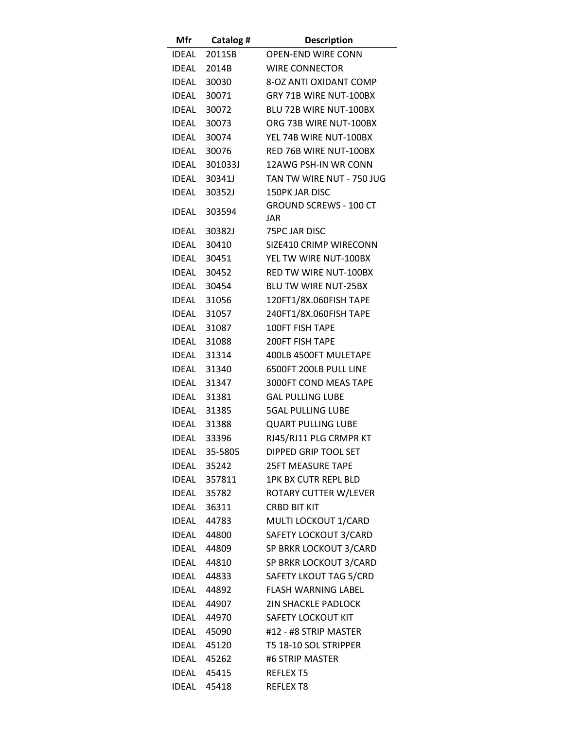| Mfr | Catalog # | Description |
|---|---|---|
| IDEAL | 2011SB | OPEN-END WIRE CONN |
| IDEAL | 2014B | WIRE CONNECTOR |
| IDEAL | 30030 | 8-OZ ANTI OXIDANT COMP |
| IDEAL | 30071 | GRY 71B WIRE NUT-100BX |
| IDEAL | 30072 | BLU 72B WIRE NUT-100BX |
| IDEAL | 30073 | ORG 73B WIRE NUT-100BX |
| IDEAL | 30074 | YEL 74B WIRE NUT-100BX |
| IDEAL | 30076 | RED 76B WIRE NUT-100BX |
| IDEAL | 301033J | 12AWG PSH-IN WR CONN |
| IDEAL | 30341J | TAN TW WIRE NUT - 750 JUG |
| IDEAL | 30352J | 150PK JAR DISC |
| IDEAL | 303594 | GROUND SCREWS - 100 CT JAR |
| IDEAL | 30382J | 75PC JAR DISC |
| IDEAL | 30410 | SIZE410 CRIMP WIRECONN |
| IDEAL | 30451 | YEL TW WIRE NUT-100BX |
| IDEAL | 30452 | RED TW WIRE NUT-100BX |
| IDEAL | 30454 | BLU TW WIRE NUT-25BX |
| IDEAL | 31056 | 120FT1/8X.060FISH TAPE |
| IDEAL | 31057 | 240FT1/8X.060FISH TAPE |
| IDEAL | 31087 | 100FT FISH TAPE |
| IDEAL | 31088 | 200FT FISH TAPE |
| IDEAL | 31314 | 400LB 4500FT MULETAPE |
| IDEAL | 31340 | 6500FT 200LB PULL LINE |
| IDEAL | 31347 | 3000FT COND MEAS TAPE |
| IDEAL | 31381 | GAL PULLING LUBE |
| IDEAL | 31385 | 5GAL PULLING LUBE |
| IDEAL | 31388 | QUART PULLING LUBE |
| IDEAL | 33396 | RJ45/RJ11 PLG CRMPR KT |
| IDEAL | 35-5805 | DIPPED GRIP TOOL SET |
| IDEAL | 35242 | 25FT MEASURE TAPE |
| IDEAL | 357811 | 1PK BX CUTR REPL BLD |
| IDEAL | 35782 | ROTARY CUTTER W/LEVER |
| IDEAL | 36311 | CRBD BIT KIT |
| IDEAL | 44783 | MULTI LOCKOUT 1/CARD |
| IDEAL | 44800 | SAFETY LOCKOUT 3/CARD |
| IDEAL | 44809 | SP BRKR LOCKOUT 3/CARD |
| IDEAL | 44810 | SP BRKR LOCKOUT 3/CARD |
| IDEAL | 44833 | SAFETY LKOUT TAG 5/CRD |
| IDEAL | 44892 | FLASH WARNING LABEL |
| IDEAL | 44907 | 2IN SHACKLE PADLOCK |
| IDEAL | 44970 | SAFETY LOCKOUT KIT |
| IDEAL | 45090 | #12 - #8 STRIP MASTER |
| IDEAL | 45120 | T5 18-10 SOL STRIPPER |
| IDEAL | 45262 | #6 STRIP MASTER |
| IDEAL | 45415 | REFLEX T5 |
| IDEAL | 45418 | REFLEX T8 |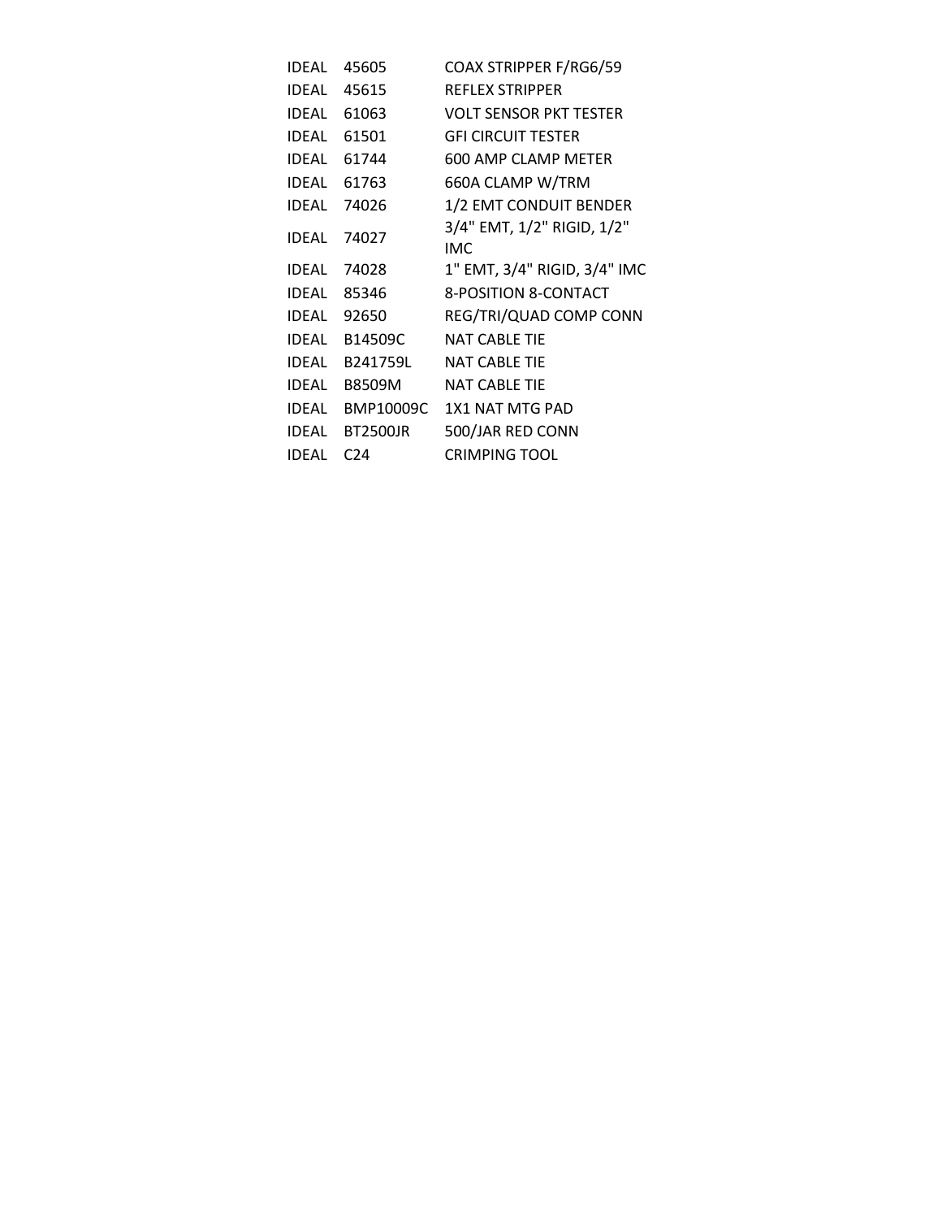| | | |
|---|---|---|
| IDEAL | 45605 | COAX STRIPPER F/RG6/59 |
| IDEAL | 45615 | REFLEX STRIPPER |
| IDEAL | 61063 | VOLT SENSOR PKT TESTER |
| IDEAL | 61501 | GFI CIRCUIT TESTER |
| IDEAL | 61744 | 600 AMP CLAMP METER |
| IDEAL | 61763 | 660A CLAMP W/TRM |
| IDEAL | 74026 | 1/2 EMT CONDUIT BENDER |
| IDEAL | 74027 | 3/4" EMT, 1/2" RIGID, 1/2" IMC |
| IDEAL | 74028 | 1" EMT, 3/4" RIGID, 3/4" IMC |
| IDEAL | 85346 | 8-POSITION 8-CONTACT |
| IDEAL | 92650 | REG/TRI/QUAD COMP CONN |
| IDEAL | B14509C | NAT CABLE TIE |
| IDEAL | B241759L | NAT CABLE TIE |
| IDEAL | B8509M | NAT CABLE TIE |
| IDEAL | BMP10009C | 1X1 NAT MTG PAD |
| IDEAL | BT2500JR | 500/JAR RED CONN |
| IDEAL | C24 | CRIMPING TOOL |